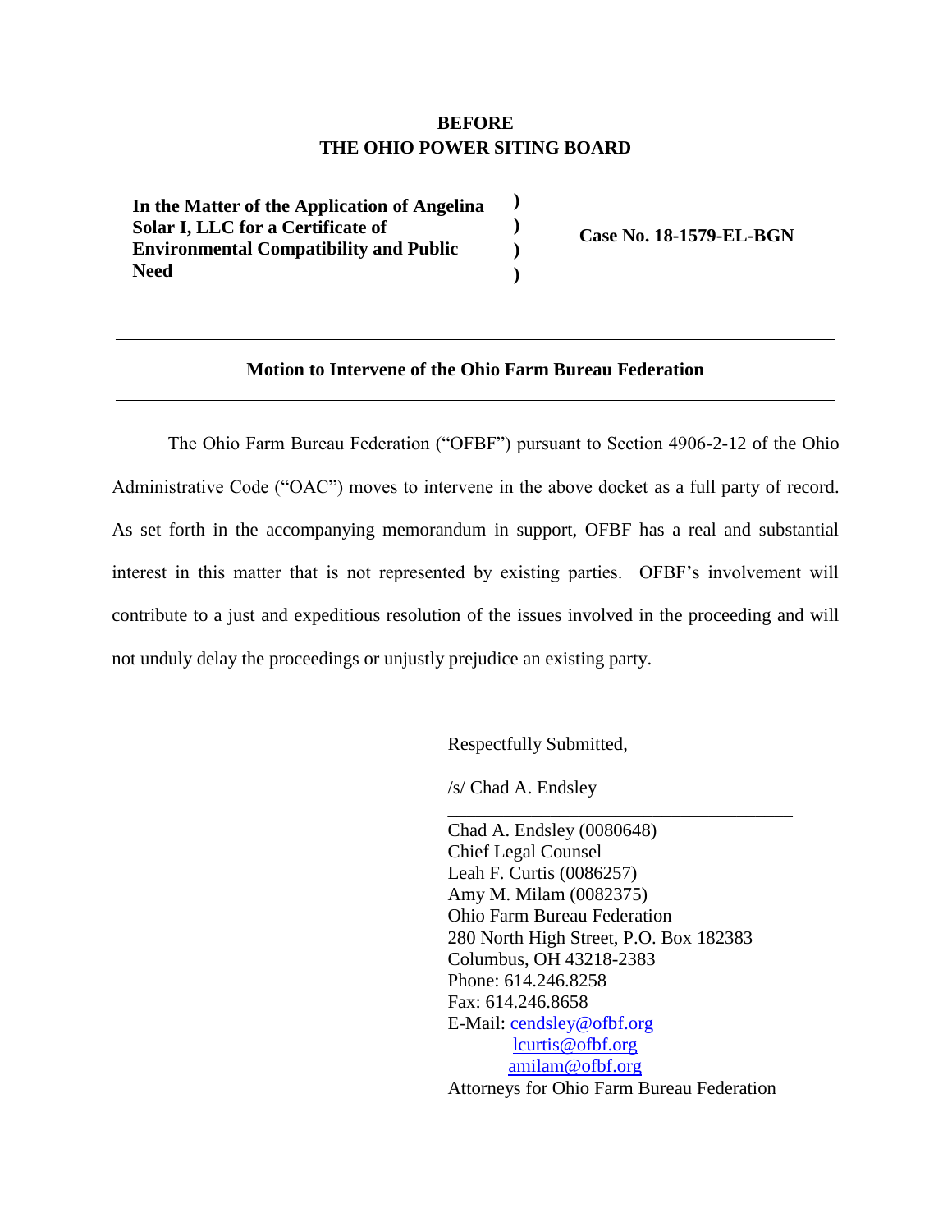**BEFORE**
**THE OHIO POWER SITING BOARD**

| | | |
|---|---|---|
| **In the Matter of the Application of Angelina Solar I, LLC for a Certificate of Environmental Compatibility and Public Need** | **)<br>)<br>)<br>)** | **Case No. 18-1579-EL-BGN** |

---

**Motion to Intervene of the Ohio Farm Bureau Federation**

---

The Ohio Farm Bureau Federation ("OFBF") pursuant to Section 4906-2-12 of the Ohio Administrative Code ("OAC") moves to intervene in the above docket as a full party of record. As set forth in the accompanying memorandum in support, OFBF has a real and substantial interest in this matter that is not represented by existing parties. OFBF's involvement will contribute to a just and expeditious resolution of the issues involved in the proceeding and will not unduly delay the proceedings or unjustly prejudice an existing party.

Respectfully Submitted,

/s/ Chad A. Endsley

Chad A. Endsley (0080648)
Chief Legal Counsel
Leah F. Curtis (0086257)
Amy M. Milam (0082375)
Ohio Farm Bureau Federation
280 North High Street, P.O. Box 182383
Columbus, OH 43218-2383
Phone: 614.246.8258
Fax: 614.246.8658
E-Mail: cendsley@ofbf.org
lcurtis@ofbf.org
amilam@ofbf.org
Attorneys for Ohio Farm Bureau Federation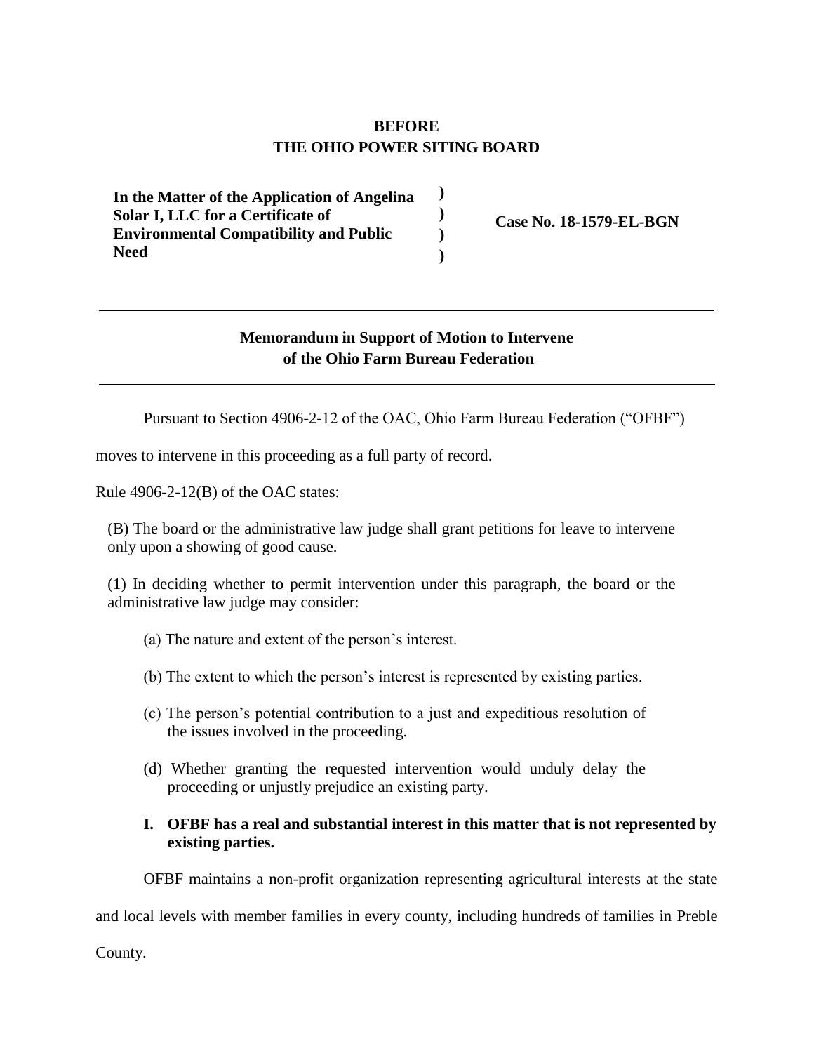**BEFORE**
**THE OHIO POWER SITING BOARD**

| | | |
|---|---|---|
| **In the Matter of the Application of Angelina Solar I, LLC for a Certificate of Environmental Compatibility and Public Need** | **)**<br>**)**<br>**)**<br>**)** | **Case No. 18-1579-EL-BGN** |

---

**Memorandum in Support of Motion to Intervene**
**of the Ohio Farm Bureau Federation**

---

Pursuant to Section 4906-2-12 of the OAC, Ohio Farm Bureau Federation ("OFBF") moves to intervene in this proceeding as a full party of record.

Rule 4906-2-12(B) of the OAC states:

> (B) The board or the administrative law judge shall grant petitions for leave to intervene only upon a showing of good cause.
>
> (1) In deciding whether to permit intervention under this paragraph, the board or the administrative law judge may consider:
>
> (a) The nature and extent of the person's interest.
>
> (b) The extent to which the person's interest is represented by existing parties.
>
> (c) The person's potential contribution to a just and expeditious resolution of the issues involved in the proceeding.
>
> (d) Whether granting the requested intervention would unduly delay the proceeding or unjustly prejudice an existing party.

**I. OFBF has a real and substantial interest in this matter that is not represented by existing parties.**

OFBF maintains a non-profit organization representing agricultural interests at the state and local levels with member families in every county, including hundreds of families in Preble County.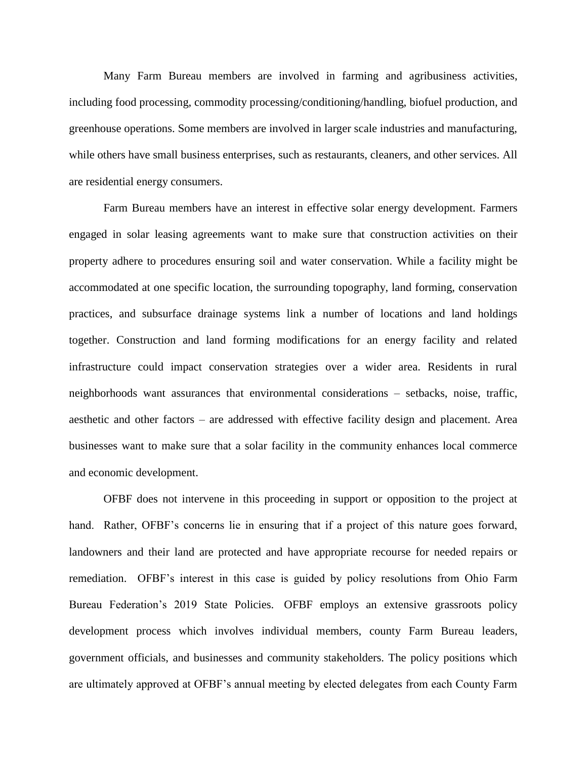Many Farm Bureau members are involved in farming and agribusiness activities, including food processing, commodity processing/conditioning/handling, biofuel production, and greenhouse operations. Some members are involved in larger scale industries and manufacturing, while others have small business enterprises, such as restaurants, cleaners, and other services. All are residential energy consumers.

Farm Bureau members have an interest in effective solar energy development. Farmers engaged in solar leasing agreements want to make sure that construction activities on their property adhere to procedures ensuring soil and water conservation. While a facility might be accommodated at one specific location, the surrounding topography, land forming, conservation practices, and subsurface drainage systems link a number of locations and land holdings together. Construction and land forming modifications for an energy facility and related infrastructure could impact conservation strategies over a wider area. Residents in rural neighborhoods want assurances that environmental considerations – setbacks, noise, traffic, aesthetic and other factors – are addressed with effective facility design and placement. Area businesses want to make sure that a solar facility in the community enhances local commerce and economic development.

OFBF does not intervene in this proceeding in support or opposition to the project at hand. Rather, OFBF's concerns lie in ensuring that if a project of this nature goes forward, landowners and their land are protected and have appropriate recourse for needed repairs or remediation. OFBF's interest in this case is guided by policy resolutions from Ohio Farm Bureau Federation's 2019 State Policies. OFBF employs an extensive grassroots policy development process which involves individual members, county Farm Bureau leaders, government officials, and businesses and community stakeholders. The policy positions which are ultimately approved at OFBF's annual meeting by elected delegates from each County Farm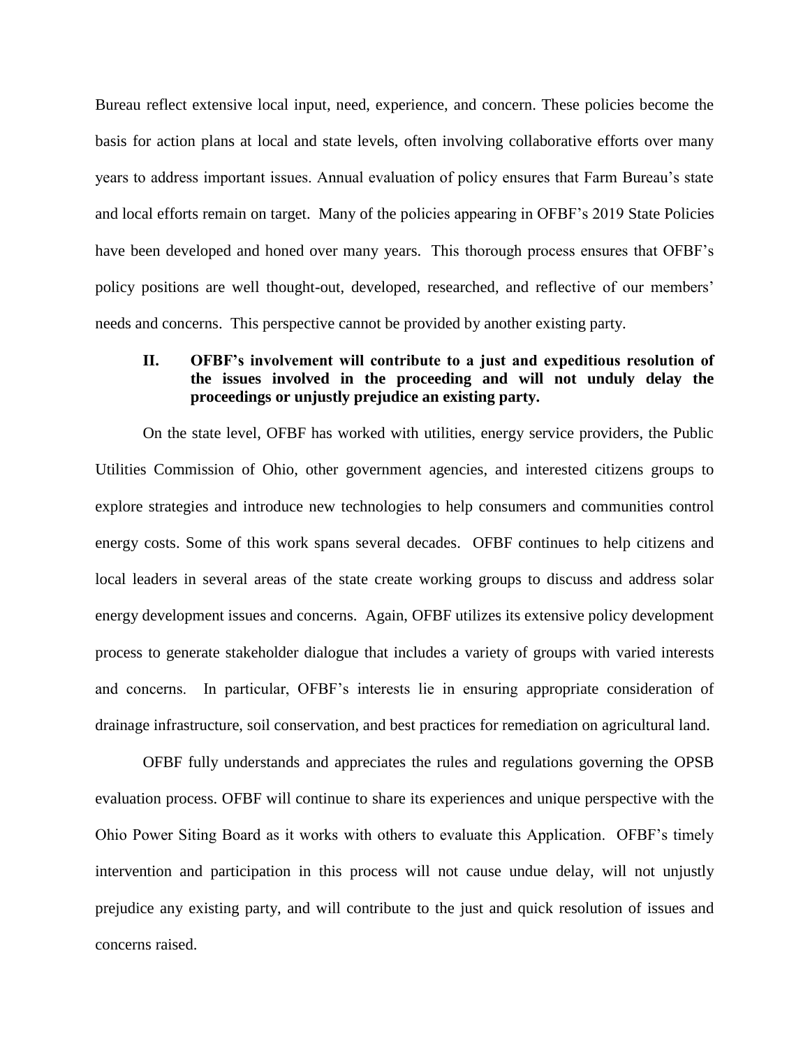Bureau reflect extensive local input, need, experience, and concern. These policies become the basis for action plans at local and state levels, often involving collaborative efforts over many years to address important issues. Annual evaluation of policy ensures that Farm Bureau's state and local efforts remain on target. Many of the policies appearing in OFBF's 2019 State Policies have been developed and honed over many years. This thorough process ensures that OFBF's policy positions are well thought-out, developed, researched, and reflective of our members' needs and concerns. This perspective cannot be provided by another existing party.

## II. OFBF's involvement will contribute to a just and expeditious resolution of the issues involved in the proceeding and will not unduly delay the proceedings or unjustly prejudice an existing party.

On the state level, OFBF has worked with utilities, energy service providers, the Public Utilities Commission of Ohio, other government agencies, and interested citizens groups to explore strategies and introduce new technologies to help consumers and communities control energy costs. Some of this work spans several decades. OFBF continues to help citizens and local leaders in several areas of the state create working groups to discuss and address solar energy development issues and concerns. Again, OFBF utilizes its extensive policy development process to generate stakeholder dialogue that includes a variety of groups with varied interests and concerns. In particular, OFBF's interests lie in ensuring appropriate consideration of drainage infrastructure, soil conservation, and best practices for remediation on agricultural land.

OFBF fully understands and appreciates the rules and regulations governing the OPSB evaluation process. OFBF will continue to share its experiences and unique perspective with the Ohio Power Siting Board as it works with others to evaluate this Application. OFBF's timely intervention and participation in this process will not cause undue delay, will not unjustly prejudice any existing party, and will contribute to the just and quick resolution of issues and concerns raised.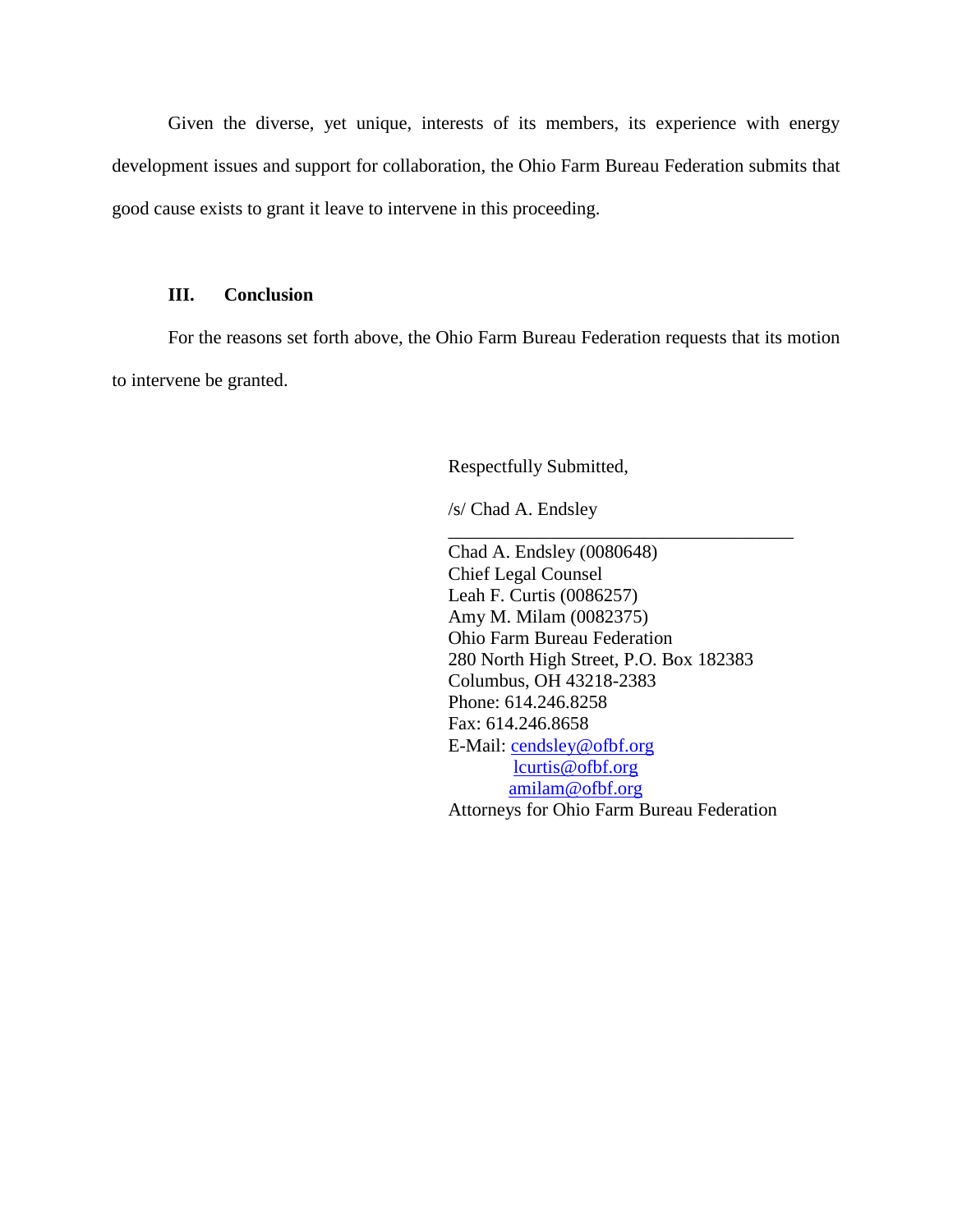Given the diverse, yet unique, interests of its members, its experience with energy development issues and support for collaboration, the Ohio Farm Bureau Federation submits that good cause exists to grant it leave to intervene in this proceeding.

### III. Conclusion

For the reasons set forth above, the Ohio Farm Bureau Federation requests that its motion to intervene be granted.

Respectfully Submitted,

/s/ Chad A. Endsley

\_\_\_\_\_\_\_\_\_\_\_\_\_\_\_\_\_\_\_\_\_\_\_\_\_\_\_\_\_\_\_\_\_\_\_\_\_\_

Chad A. Endsley (0080648)
Chief Legal Counsel
Leah F. Curtis (0086257)
Amy M. Milam (0082375)
Ohio Farm Bureau Federation
280 North High Street, P.O. Box 182383
Columbus, OH 43218-2383
Phone: 614.246.8258
Fax: 614.246.8658
E-Mail: cendsley@ofbf.org
lcurtis@ofbf.org
amilam@ofbf.org
Attorneys for Ohio Farm Bureau Federation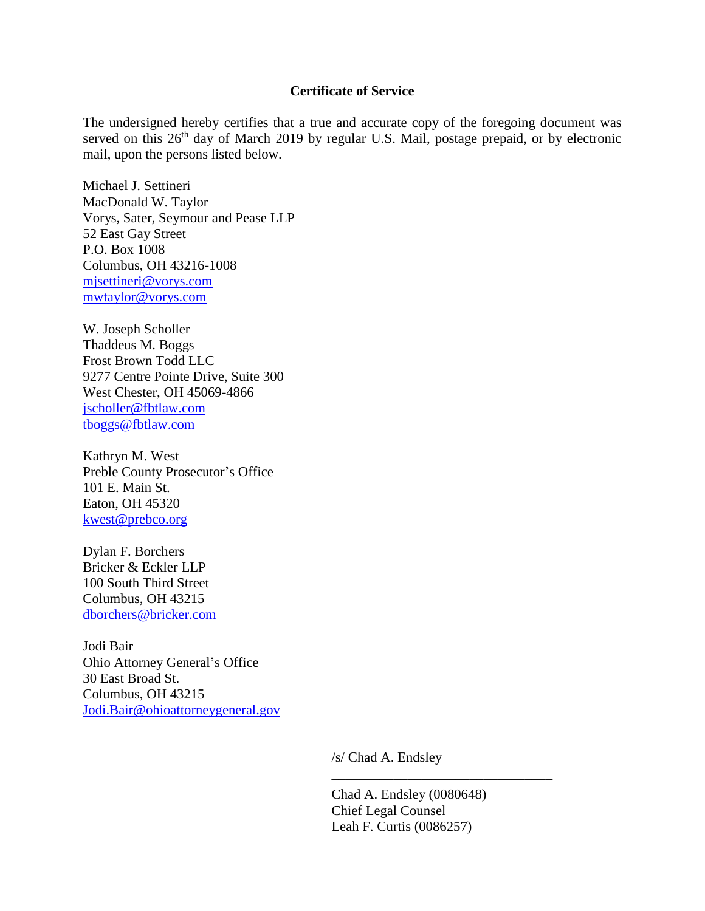**Certificate of Service**

The undersigned hereby certifies that a true and accurate copy of the foregoing document was served on this 26th day of March 2019 by regular U.S. Mail, postage prepaid, or by electronic mail, upon the persons listed below.

Michael J. Settineri
MacDonald W. Taylor
Vorys, Sater, Seymour and Pease LLP
52 East Gay Street
P.O. Box 1008
Columbus, OH 43216-1008
mjsettineri@vorys.com
mwtaylor@vorys.com

W. Joseph Scholler
Thaddeus M. Boggs
Frost Brown Todd LLC
9277 Centre Pointe Drive, Suite 300
West Chester, OH 45069-4866
jscholler@fbtlaw.com
tboggs@fbtlaw.com

Kathryn M. West
Preble County Prosecutor's Office
101 E. Main St.
Eaton, OH 45320
kwest@prebco.org

Dylan F. Borchers
Bricker & Eckler LLP
100 South Third Street
Columbus, OH 43215
dborchers@bricker.com

Jodi Bair
Ohio Attorney General's Office
30 East Broad St.
Columbus, OH 43215
Jodi.Bair@ohioattorneygeneral.gov

/s/ Chad A. Endsley

Chad A. Endsley (0080648)
Chief Legal Counsel
Leah F. Curtis (0086257)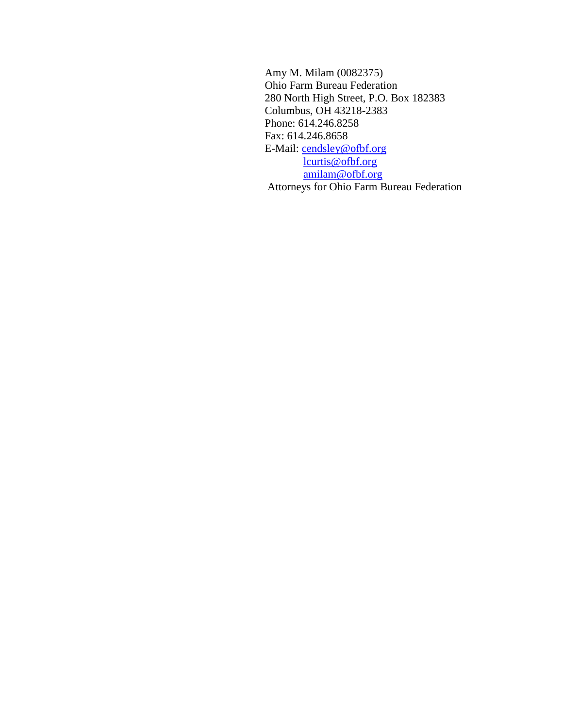Amy M. Milam (0082375)
Ohio Farm Bureau Federation
280 North High Street, P.O. Box 182383
Columbus, OH 43218-2383
Phone: 614.246.8258
Fax: 614.246.8658
E-Mail: cendsley@ofbf.org
lcurtis@ofbf.org
amilam@ofbf.org
Attorneys for Ohio Farm Bureau Federation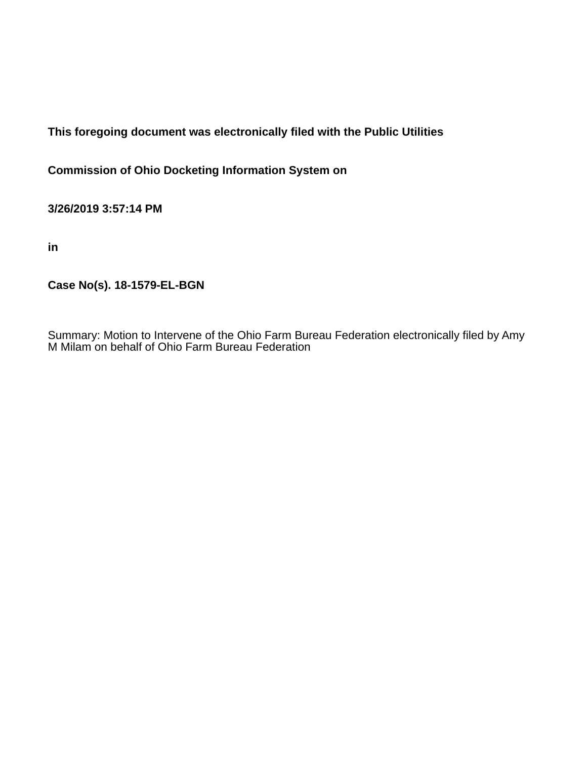**This foregoing document was electronically filed with the Public Utilities**

**Commission of Ohio Docketing Information System on**

**3/26/2019 3:57:14 PM**

**in**

**Case No(s). 18-1579-EL-BGN**

Summary: Motion to Intervene of the Ohio Farm Bureau Federation electronically filed by Amy M Milam on behalf of Ohio Farm Bureau Federation